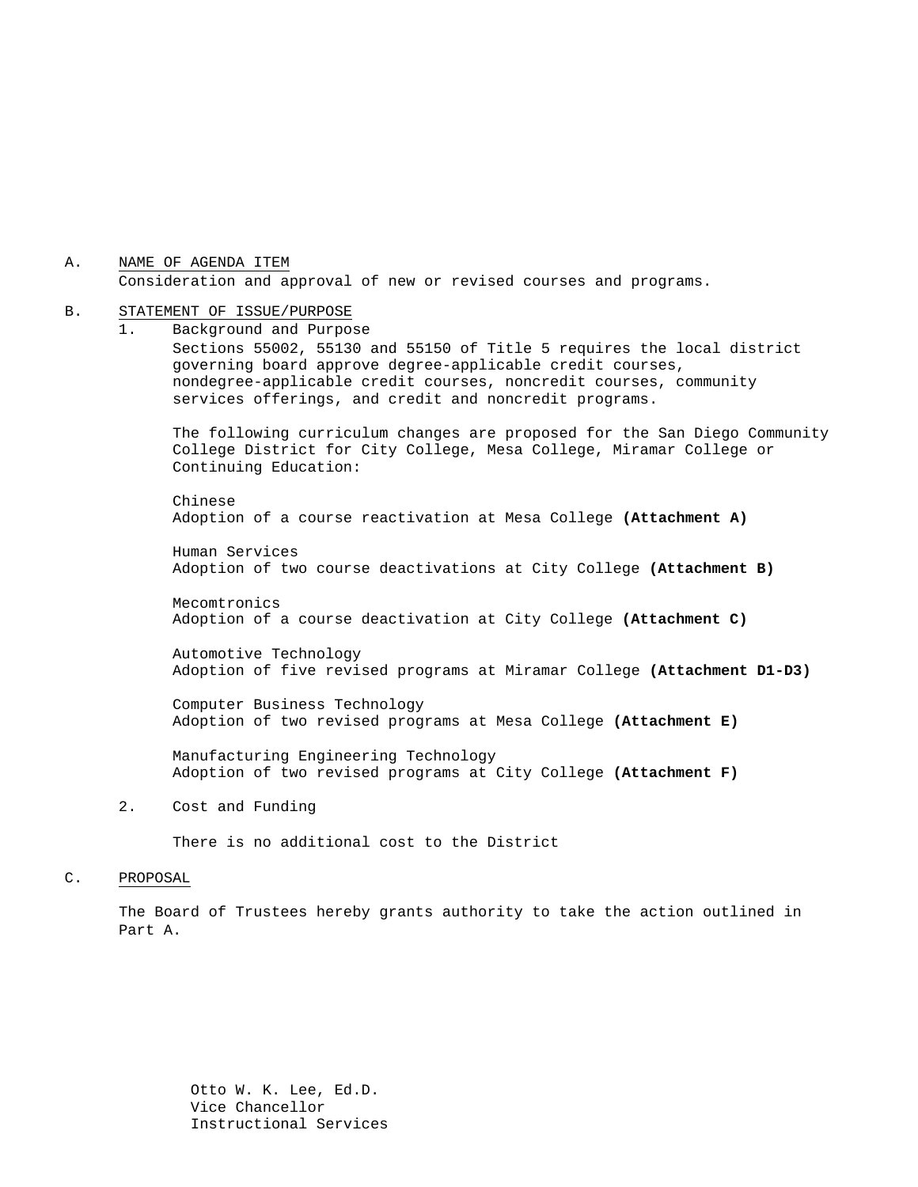A. NAME OF AGENDA ITEM

Consideration and approval of new or revised courses and programs.

B. STATEMENT OF ISSUE/PURPOSE

1. Background and Purpose

   Sections 55002, 55130 and 55150 of Title 5 requires the local district governing board approve degree-applicable credit courses, nondegree-applicable credit courses, noncredit courses, community services offerings, and credit and noncredit programs.

   The following curriculum changes are proposed for the San Diego Community College District for City College, Mesa College, Miramar College or Continuing Education:

   Chinese
   Adoption of a course reactivation at Mesa College **(Attachment A)**

   Human Services
   Adoption of two course deactivations at City College **(Attachment B)**

   Mecomtronics
   Adoption of a course deactivation at City College **(Attachment C)**

   Automotive Technology
   Adoption of five revised programs at Miramar College **(Attachment D1-D3)**

   Computer Business Technology
   Adoption of two revised programs at Mesa College **(Attachment E)**

   Manufacturing Engineering Technology
   Adoption of two revised programs at City College **(Attachment F)**

2. Cost and Funding

   There is no additional cost to the District

C. PROPOSAL

The Board of Trustees hereby grants authority to take the action outlined in Part A.

Otto W. K. Lee, Ed.D.
Vice Chancellor
Instructional Services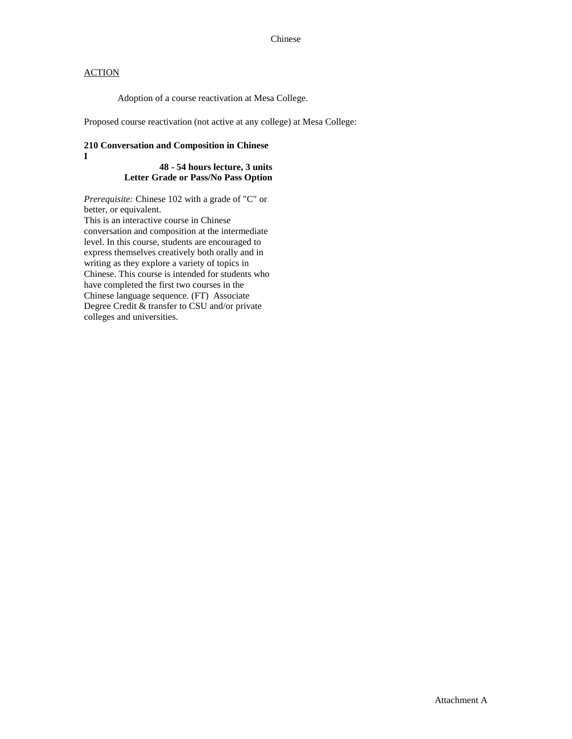Chinese

ACTION

Adoption of a course reactivation at Mesa College.

Proposed course reactivation (not active at any college) at Mesa College:

**210 Conversation and Composition in Chinese I**

**48 - 54 hours lecture, 3 units**
**Letter Grade or Pass/No Pass Option**

*Prerequisite:* Chinese 102 with a grade of "C" or better, or equivalent.
This is an interactive course in Chinese conversation and composition at the intermediate level. In this course, students are encouraged to express themselves creatively both orally and in writing as they explore a variety of topics in Chinese. This course is intended for students who have completed the first two courses in the Chinese language sequence. (FT) Associate Degree Credit & transfer to CSU and/or private colleges and universities.

Attachment A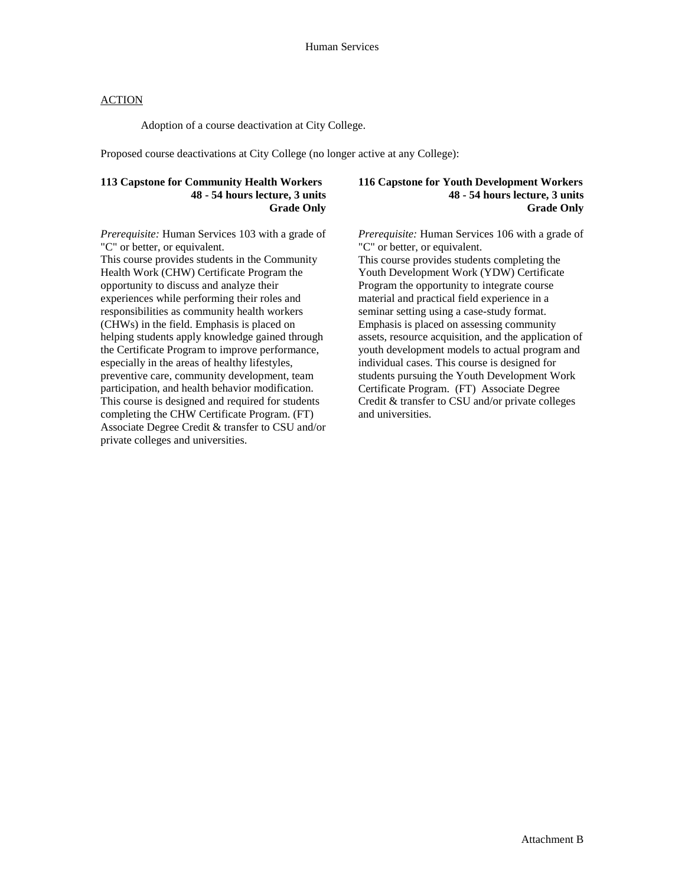Human Services

ACTION

Adoption of a course deactivation at City College.

Proposed course deactivations at City College (no longer active at any College):

**113 Capstone for Community Health Workers**
**48 - 54 hours lecture, 3 units**
**Grade Only**

*Prerequisite:* Human Services 103 with a grade of "C" or better, or equivalent.
This course provides students in the Community Health Work (CHW) Certificate Program the opportunity to discuss and analyze their experiences while performing their roles and responsibilities as community health workers (CHWs) in the field. Emphasis is placed on helping students apply knowledge gained through the Certificate Program to improve performance, especially in the areas of healthy lifestyles, preventive care, community development, team participation, and health behavior modification. This course is designed and required for students completing the CHW Certificate Program. (FT) Associate Degree Credit & transfer to CSU and/or private colleges and universities.

**116 Capstone for Youth Development Workers**
**48 - 54 hours lecture, 3 units**
**Grade Only**

*Prerequisite:* Human Services 106 with a grade of "C" or better, or equivalent.
This course provides students completing the Youth Development Work (YDW) Certificate Program the opportunity to integrate course material and practical field experience in a seminar setting using a case-study format. Emphasis is placed on assessing community assets, resource acquisition, and the application of youth development models to actual program and individual cases. This course is designed for students pursuing the Youth Development Work Certificate Program. (FT) Associate Degree Credit & transfer to CSU and/or private colleges and universities.

Attachment B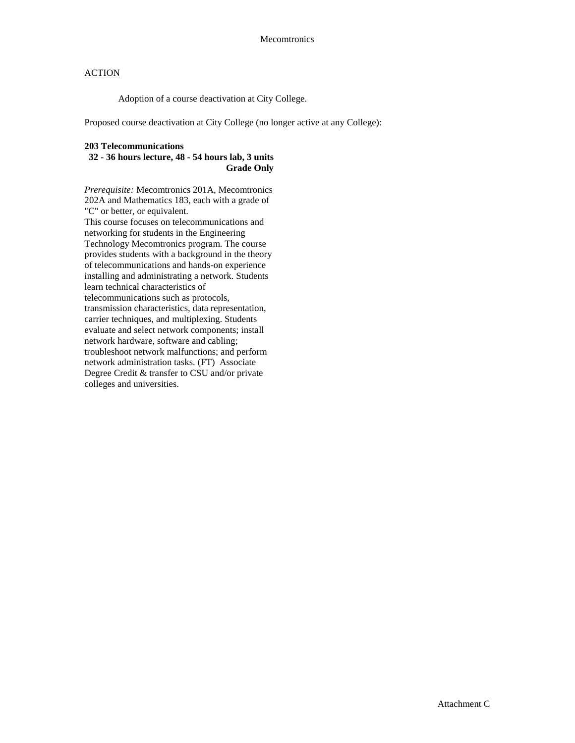Mecomtronics

<u>ACTION</u>

Adoption of a course deactivation at City College.

Proposed course deactivation at City College (no longer active at any College):

**203 Telecommunications**
**32 - 36 hours lecture, 48 - 54 hours lab, 3 units**
**Grade Only**

*Prerequisite:* Mecomtronics 201A, Mecomtronics 202A and Mathematics 183, each with a grade of "C" or better, or equivalent.
This course focuses on telecommunications and networking for students in the Engineering Technology Mecomtronics program. The course provides students with a background in the theory of telecommunications and hands-on experience installing and administrating a network. Students learn technical characteristics of telecommunications such as protocols, transmission characteristics, data representation, carrier techniques, and multiplexing. Students evaluate and select network components; install network hardware, software and cabling; troubleshoot network malfunctions; and perform network administration tasks. (FT) Associate Degree Credit & transfer to CSU and/or private colleges and universities.

Attachment C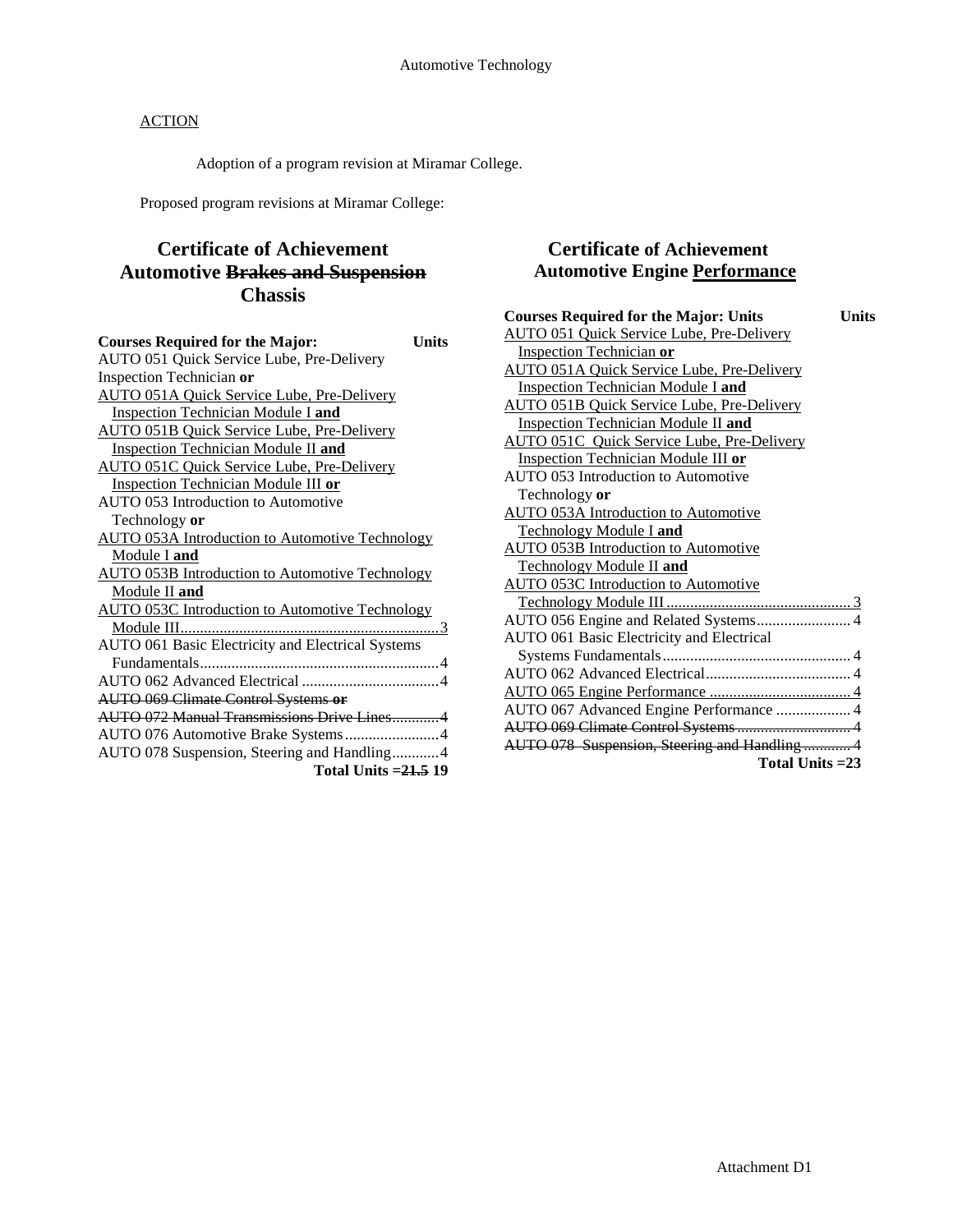Automotive Technology

ACTION

Adoption of a program revision at Miramar College.

Proposed program revisions at Miramar College:

## Certificate of Achievement Automotive ~~Brakes and Suspension~~ Chassis

| Courses Required for the Major: | Units |
|---|---|
| AUTO 051 Quick Service Lube, Pre-Delivery Inspection Technician **or** | |
| <u>AUTO 051A Quick Service Lube, Pre-Delivery Inspection Technician Module I **and**</u> | |
| <u>AUTO 051B Quick Service Lube, Pre-Delivery Inspection Technician Module II **and**</u> | |
| <u>AUTO 051C Quick Service Lube, Pre-Delivery Inspection Technician Module III **or**</u> | |
| AUTO 053 Introduction to Automotive Technology **or** | |
| <u>AUTO 053A Introduction to Automotive Technology Module I **and**</u> | |
| <u>AUTO 053B Introduction to Automotive Technology Module II **and**</u> | |
| <u>AUTO 053C Introduction to Automotive Technology Module III</u> | <u>3</u> |
| AUTO 061 Basic Electricity and Electrical Systems Fundamentals | 4 |
| AUTO 062 Advanced Electrical | 4 |
| ~~AUTO 069 Climate Control Systems **or**~~ | |
| ~~AUTO 072 Manual Transmissions Drive Lines~~ | ~~4~~ |
| AUTO 076 Automotive Brake Systems | 4 |
| AUTO 078 Suspension, Steering and Handling | 4 |
| **Total Units =** | **~~21.5~~ 19** |

## Certificate of Achievement Automotive Engine <u>Performance</u>

| Courses Required for the Major: Units | Units |
|---|---|
| <u>AUTO 051 Quick Service Lube, Pre-Delivery Inspection Technician **or**</u> | |
| <u>AUTO 051A Quick Service Lube, Pre-Delivery Inspection Technician Module I **and**</u> | |
| <u>AUTO 051B Quick Service Lube, Pre-Delivery Inspection Technician Module II **and**</u> | |
| <u>AUTO 051C Quick Service Lube, Pre-Delivery Inspection Technician Module III **or**</u> | |
| AUTO 053 Introduction to Automotive Technology **or** | |
| <u>AUTO 053A Introduction to Automotive Technology Module I **and**</u> | |
| <u>AUTO 053B Introduction to Automotive Technology Module II **and**</u> | |
| <u>AUTO 053C Introduction to Automotive Technology Module III</u> | <u>3</u> |
| AUTO 056 Engine and Related Systems | 4 |
| AUTO 061 Basic Electricity and Electrical Systems Fundamentals | 4 |
| AUTO 062 Advanced Electrical | 4 |
| <u>AUTO 065 Engine Performance</u> | <u>4</u> |
| AUTO 067 Advanced Engine Performance | 4 |
| ~~AUTO 069 Climate Control Systems~~ | ~~4~~ |
| ~~AUTO 078 Suspension, Steering and Handling~~ | ~~4~~ |
| **Total Units =** | **23** |

Attachment D1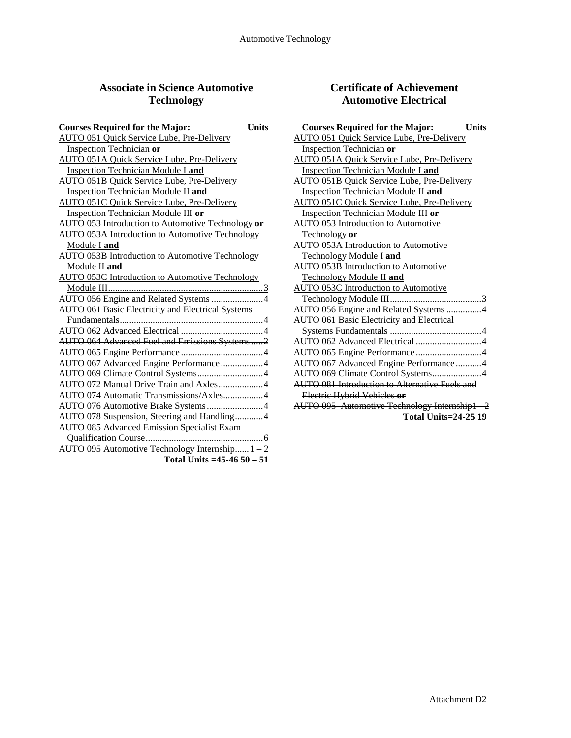## Associate in Science Automotive Technology

| Courses Required for the Major: | Units |
|---|---|
| <u>AUTO 051 Quick Service Lube, Pre-Delivery Inspection Technician **or**</u> | |
| <u>AUTO 051A Quick Service Lube, Pre-Delivery Inspection Technician Module I **and**</u> | |
| <u>AUTO 051B Quick Service Lube, Pre-Delivery Inspection Technician Module II **and**</u> | |
| <u>AUTO 051C Quick Service Lube, Pre-Delivery Inspection Technician Module III **or**</u> | |
| AUTO 053 Introduction to Automotive Technology **or** | |
| <u>AUTO 053A Introduction to Automotive Technology Module I **and**</u> | |
| <u>AUTO 053B Introduction to Automotive Technology Module II **and**</u> | |
| <u>AUTO 053C Introduction to Automotive Technology Module III</u> | <u>3</u> |
| AUTO 056 Engine and Related Systems | 4 |
| AUTO 061 Basic Electricity and Electrical Systems Fundamentals | 4 |
| AUTO 062 Advanced Electrical | 4 |
| ~~AUTO 064 Advanced Fuel and Emissions Systems~~ | ~~2~~ |
| AUTO 065 Engine Performance | 4 |
| AUTO 067 Advanced Engine Performance | 4 |
| AUTO 069 Climate Control Systems | 4 |
| AUTO 072 Manual Drive Train and Axles | 4 |
| AUTO 074 Automatic Transmissions/Axles | 4 |
| AUTO 076 Automotive Brake Systems | 4 |
| AUTO 078 Suspension, Steering and Handling | 4 |
| AUTO 085 Advanced Emission Specialist Exam Qualification Course | 6 |
| AUTO 095 Automotive Technology Internship | 1 – 2 |
| **Total Units =** | **~~45-46~~ 50 – 51** |

## Certificate of Achievement Automotive Electrical

| Courses Required for the Major: | Units |
|---|---|
| <u>AUTO 051 Quick Service Lube, Pre-Delivery Inspection Technician **or**</u> | |
| <u>AUTO 051A Quick Service Lube, Pre-Delivery Inspection Technician Module I **and**</u> | |
| <u>AUTO 051B Quick Service Lube, Pre-Delivery Inspection Technician Module II **and**</u> | |
| <u>AUTO 051C Quick Service Lube, Pre-Delivery Inspection Technician Module III **or**</u> | |
| AUTO 053 Introduction to Automotive Technology **or** | |
| <u>AUTO 053A Introduction to Automotive Technology Module I **and**</u> | |
| <u>AUTO 053B Introduction to Automotive Technology Module II **and**</u> | |
| <u>AUTO 053C Introduction to Automotive Technology Module III</u> | <u>3</u> |
| ~~AUTO 056 Engine and Related Systems~~ | ~~4~~ |
| AUTO 061 Basic Electricity and Electrical Systems Fundamentals | 4 |
| AUTO 062 Advanced Electrical | 4 |
| AUTO 065 Engine Performance | 4 |
| ~~AUTO 067 Advanced Engine Performance~~ | ~~4~~ |
| AUTO 069 Climate Control Systems | 4 |
| ~~AUTO 081 Introduction to Alternative Fuels and Electric Hybrid Vehicles **or**~~ | |
| ~~AUTO 095 Automotive Technology Internship~~ | ~~1 - 2~~ |
| **Total Units=** | **~~24-25~~ 19** |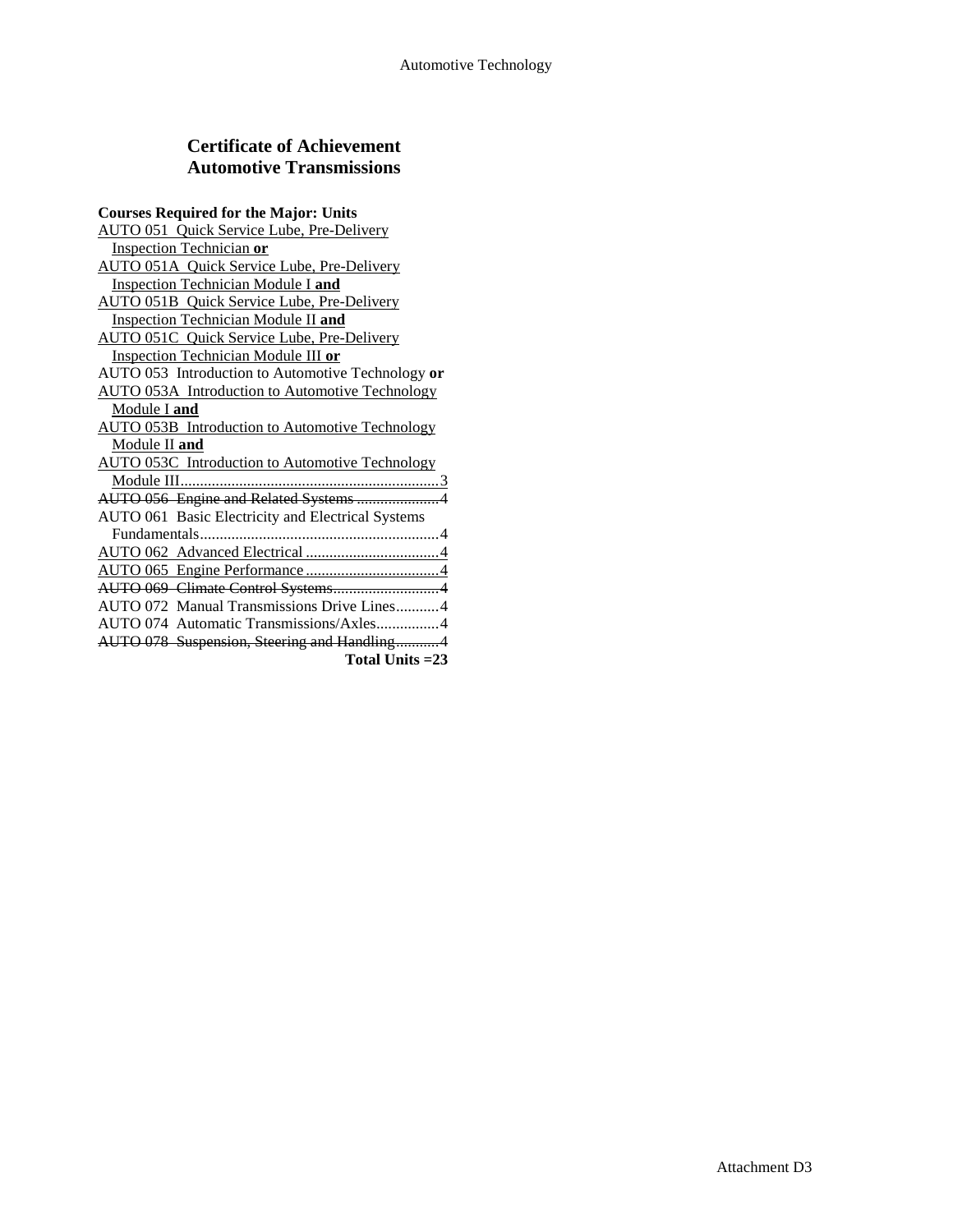## Certificate of Achievement
## Automotive Transmissions

**Courses Required for the Major: Units**

<u>AUTO 051 Quick Service Lube, Pre-Delivery Inspection Technician **or**</u>
<u>AUTO 051A Quick Service Lube, Pre-Delivery Inspection Technician Module I **and**</u>
<u>AUTO 051B Quick Service Lube, Pre-Delivery Inspection Technician Module II **and**</u>
<u>AUTO 051C Quick Service Lube, Pre-Delivery Inspection Technician Module III **or**</u>
AUTO 053 Introduction to Automotive Technology **or**
<u>AUTO 053A Introduction to Automotive Technology Module I **and**</u>
<u>AUTO 053B Introduction to Automotive Technology Module II **and**</u>
<u>AUTO 053C Introduction to Automotive Technology Module III....................................................................3</u>
~~AUTO 056 Engine and Related Systems ......................4~~
AUTO 061 Basic Electricity and Electrical Systems Fundamentals..............................................................4
<u>AUTO 062 Advanced Electrical ..................................4</u>
<u>AUTO 065 Engine Performance ..................................4</u>
~~AUTO 069 Climate Control Systems...........................4~~
AUTO 072 Manual Transmissions Drive Lines...........4
AUTO 074 Automatic Transmissions/Axles................4
~~AUTO 078 Suspension, Steering and Handling...........4~~

**Total Units =23**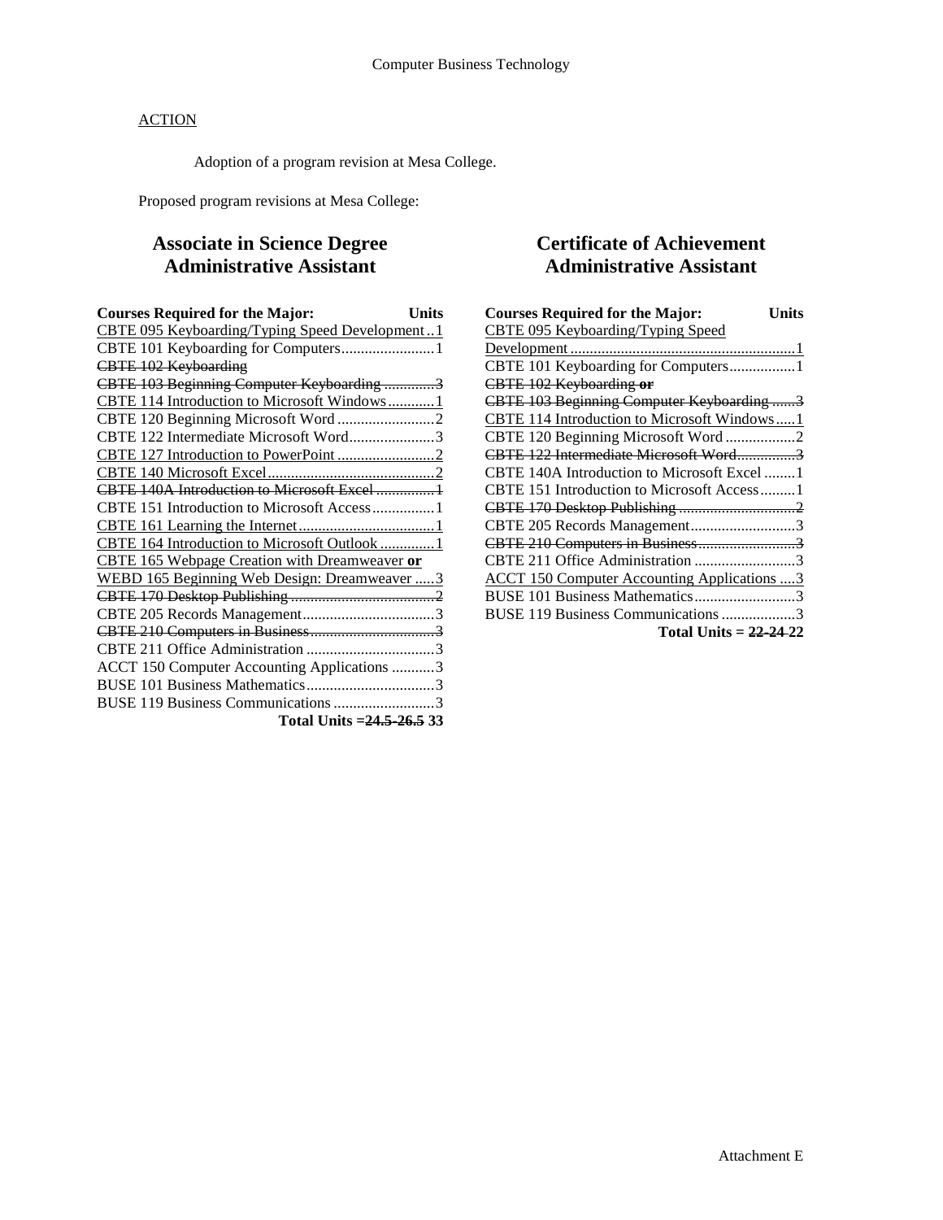ACTION

Adoption of a program revision at Mesa College.

Proposed program revisions at Mesa College:

## Associate in Science Degree Administrative Assistant

| Courses Required for the Major: | Units |
|---|---|
| CBTE 095 Keyboarding/Typing Speed Development | 1 |
| CBTE 101 Keyboarding for Computers | 1 |
| ~~CBTE 102 Keyboarding~~ | |
| ~~CBTE 103 Beginning Computer Keyboarding~~ | ~~3~~ |
| CBTE 114 Introduction to Microsoft Windows | 1 |
| CBTE 120 Beginning Microsoft Word | 2 |
| CBTE 122 Intermediate Microsoft Word | 3 |
| CBTE 127 Introduction to PowerPoint | 2 |
| CBTE 140 Microsoft Excel | 2 |
| ~~CBTE 140A Introduction to Microsoft Excel~~ | ~~1~~ |
| CBTE 151 Introduction to Microsoft Access | 1 |
| CBTE 161 Learning the Internet | 1 |
| CBTE 164 Introduction to Microsoft Outlook | 1 |
| CBTE 165 Webpage Creation with Dreamweaver **or** WEBD 165 Beginning Web Design: Dreamweaver | 3 |
| ~~CBTE 170 Desktop Publishing~~ | ~~2~~ |
| CBTE 205 Records Management | 3 |
| ~~CBTE 210 Computers in Business~~ | ~~3~~ |
| CBTE 211 Office Administration | 3 |
| ACCT 150 Computer Accounting Applications | 3 |
| BUSE 101 Business Mathematics | 3 |
| BUSE 119 Business Communications | 3 |
| **Total Units =** | **~~24.5-26.5~~ 33** |

## Certificate of Achievement Administrative Assistant

| Courses Required for the Major: | Units |
|---|---|
| CBTE 095 Keyboarding/Typing Speed Development | 1 |
| CBTE 101 Keyboarding for Computers | 1 |
| ~~CBTE 102 Keyboarding **or**~~ | |
| ~~CBTE 103 Beginning Computer Keyboarding~~ | ~~3~~ |
| CBTE 114 Introduction to Microsoft Windows | 1 |
| CBTE 120 Beginning Microsoft Word | 2 |
| ~~CBTE 122 Intermediate Microsoft Word~~ | ~~3~~ |
| CBTE 140A Introduction to Microsoft Excel | 1 |
| CBTE 151 Introduction to Microsoft Access | 1 |
| ~~CBTE 170 Desktop Publishing~~ | ~~2~~ |
| CBTE 205 Records Management | 3 |
| ~~CBTE 210 Computers in Business~~ | ~~3~~ |
| CBTE 211 Office Administration | 3 |
| ACCT 150 Computer Accounting Applications | 3 |
| BUSE 101 Business Mathematics | 3 |
| BUSE 119 Business Communications | 3 |
| **Total Units =** | **~~22-24~~ 22** |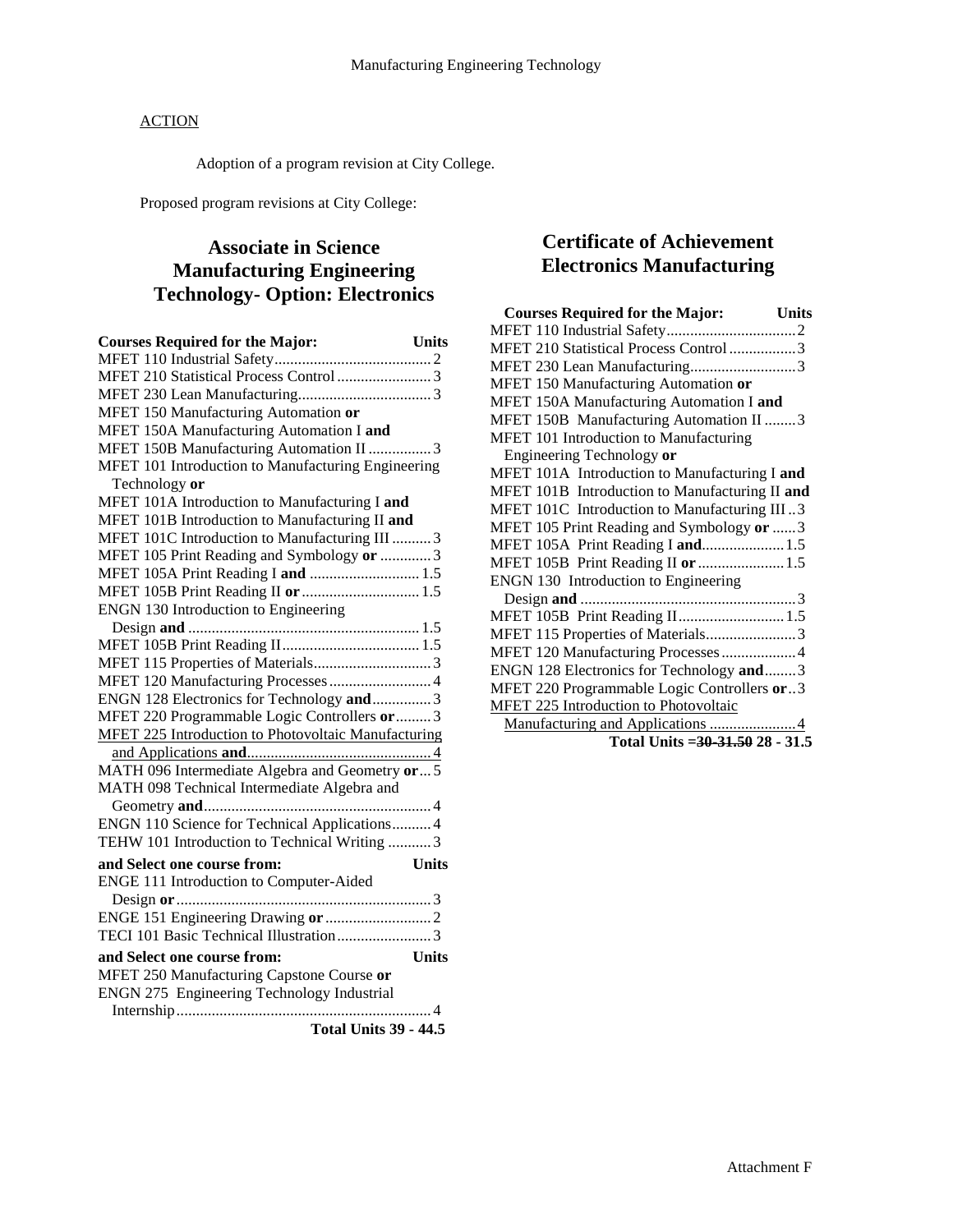ACTION

Adoption of a program revision at City College.

Proposed program revisions at City College:

## Associate in Science Manufacturing Engineering Technology- Option: Electronics

| Courses Required for the Major: | Units |
|---|---|
| MFET 110 Industrial Safety | 2 |
| MFET 210 Statistical Process Control | 3 |
| MFET 230 Lean Manufacturing | 3 |
| MFET 150 Manufacturing Automation **or** | |
| MFET 150A Manufacturing Automation I **and** | |
| MFET 150B Manufacturing Automation II | 3 |
| MFET 101 Introduction to Manufacturing Engineering Technology **or** | |
| MFET 101A Introduction to Manufacturing I **and** | |
| MFET 101B Introduction to Manufacturing II **and** | |
| MFET 101C Introduction to Manufacturing III | 3 |
| MFET 105 Print Reading and Symbology **or** | 3 |
| MFET 105A Print Reading I **and** | 1.5 |
| MFET 105B Print Reading II **or** | 1.5 |
| ENGN 130 Introduction to Engineering Design **and** | 1.5 |
| MFET 105B Print Reading II | 1.5 |
| MFET 115 Properties of Materials | 3 |
| MFET 120 Manufacturing Processes | 4 |
| ENGN 128 Electronics for Technology **and** | 3 |
| MFET 220 Programmable Logic Controllers **or** | 3 |
| <u>MFET 225 Introduction to Photovoltaic Manufacturing and Applications **and**</u> | <u>4</u> |
| MATH 096 Intermediate Algebra and Geometry **or** | 5 |
| MATH 098 Technical Intermediate Algebra and Geometry **and** | 4 |
| ENGN 110 Science for Technical Applications | 4 |
| TEHW 101 Introduction to Technical Writing | 3 |

| and Select one course from: | Units |
|---|---|
| ENGE 111 Introduction to Computer-Aided Design **or** | 3 |
| ENGE 151 Engineering Drawing **or** | 2 |
| TECI 101 Basic Technical Illustration | 3 |

| and Select one course from: | Units |
|---|---|
| MFET 250 Manufacturing Capstone Course **or** | |
| ENGN 275 Engineering Technology Industrial Internship | 4 |
| **Total Units 39 - 44.5** | |

## Certificate of Achievement Electronics Manufacturing

| Courses Required for the Major: | Units |
|---|---|
| MFET 110 Industrial Safety | 2 |
| MFET 210 Statistical Process Control | 3 |
| MFET 230 Lean Manufacturing | 3 |
| MFET 150 Manufacturing Automation **or** | |
| MFET 150A Manufacturing Automation I **and** | |
| MFET 150B Manufacturing Automation II | 3 |
| MFET 101 Introduction to Manufacturing Engineering Technology **or** | |
| MFET 101A Introduction to Manufacturing I **and** | |
| MFET 101B Introduction to Manufacturing II **and** | |
| MFET 101C Introduction to Manufacturing III | 3 |
| MFET 105 Print Reading and Symbology **or** | 3 |
| MFET 105A Print Reading I **and** | 1.5 |
| MFET 105B Print Reading II **or** | 1.5 |
| ENGN 130 Introduction to Engineering Design **and** | 3 |
| MFET 105B Print Reading II | 1.5 |
| MFET 115 Properties of Materials | 3 |
| MFET 120 Manufacturing Processes | 4 |
| ENGN 128 Electronics for Technology **and** | 3 |
| MFET 220 Programmable Logic Controllers **or** | 3 |
| <u>MFET 225 Introduction to Photovoltaic Manufacturing and Applications</u> | <u>4</u> |
| **Total Units = ~~30-31.50~~ 28 - 31.5** | |